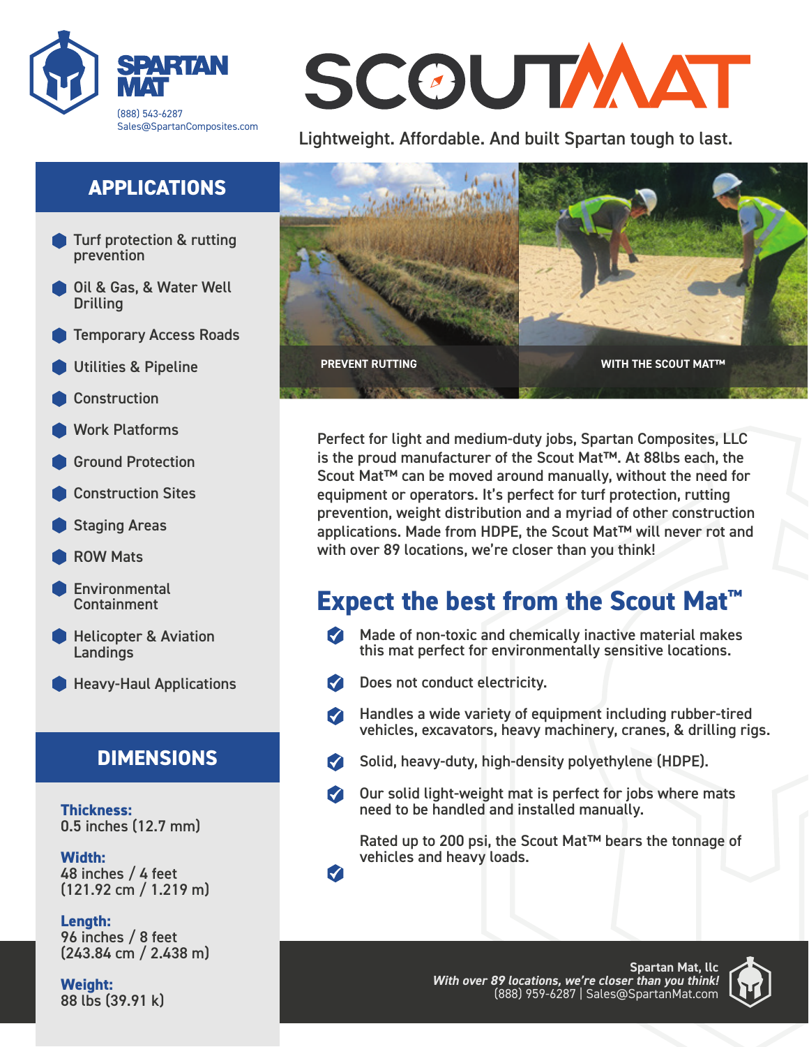**SPARTAN MAT**

(888) 543-6287
Sales@SpartanComposites.com

# SCOUTMAT

Lightweight. Affordable. And built Spartan tough to last.

## APPLICATIONS

- Turf protection & rutting prevention
- Oil & Gas, & Water Well Drilling
- Temporary Access Roads
- Utilities & Pipeline
- Construction
- Work Platforms
- Ground Protection
- Construction Sites
- Staging Areas
- ROW Mats
- Environmental Containment
- Helicopter & Aviation Landings
- Heavy-Haul Applications

## DIMENSIONS

**Thickness:**
0.5 inches (12.7 mm)

**Width:**
48 inches / 4 feet
(121.92 cm / 1.219 m)

**Length:**
96 inches / 8 feet
(243.84 cm / 2.438 m)

**Weight:**
88 lbs (39.91 k)

PREVENT RUTTING

WITH THE SCOUT MAT™

Perfect for light and medium-duty jobs, Spartan Composites, LLC is the proud manufacturer of the Scout Mat™. At 88lbs each, the Scout Mat™ can be moved around manually, without the need for equipment or operators. It's perfect for turf protection, rutting prevention, weight distribution and a myriad of other construction applications. Made from HDPE, the Scout Mat™ will never rot and with over 89 locations, we're closer than you think!

## Expect the best from the Scout Mat™

- Made of non-toxic and chemically inactive material makes this mat perfect for environmentally sensitive locations.
- Does not conduct electricity.
- Handles a wide variety of equipment including rubber-tired vehicles, excavators, heavy machinery, cranes, & drilling rigs.
- Solid, heavy-duty, high-density polyethylene (HDPE).
- Our solid light-weight mat is perfect for jobs where mats need to be handled and installed manually.
- Rated up to 200 psi, the Scout Mat™ bears the tonnage of vehicles and heavy loads.

**Spartan Mat, llc**
***With over 89 locations, we're closer than you think!***
(888) 959-6287 | Sales@SpartanMat.com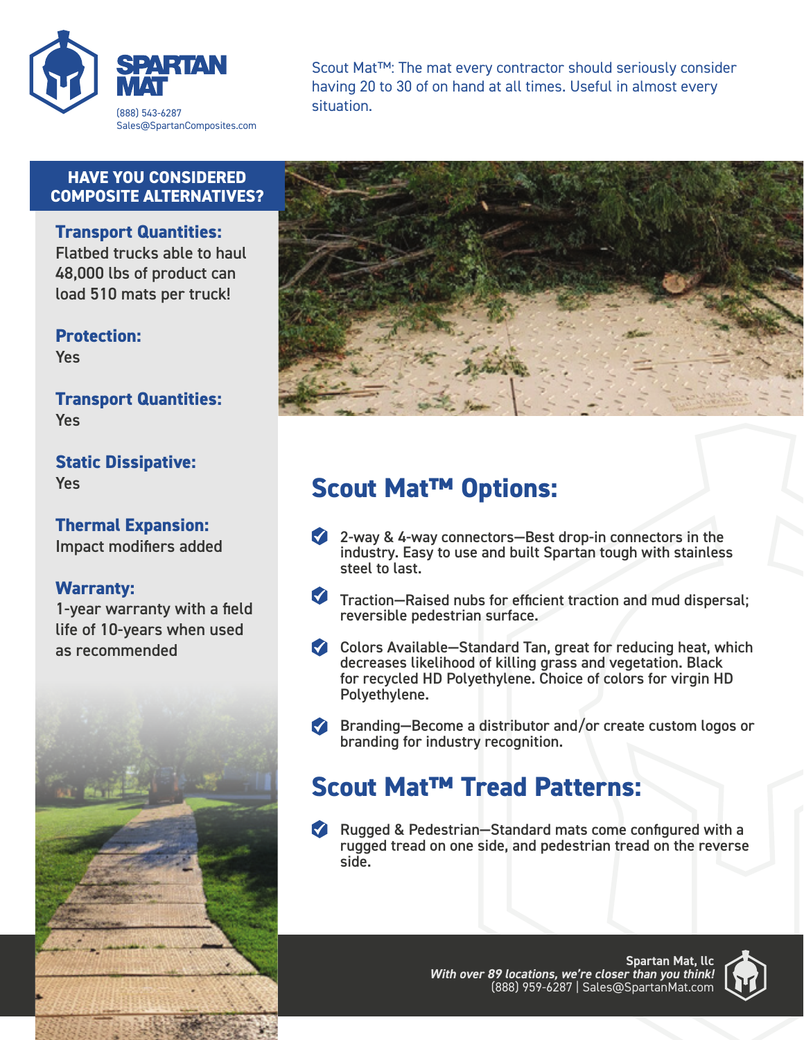**SPARTAN MAT**

(888) 543-6287
Sales@SpartanComposites.com

Scout Mat™: The mat every contractor should seriously consider having 20 to 30 of on hand at all times. Useful in almost every situation.

## HAVE YOU CONSIDERED COMPOSITE ALTERNATIVES?

**Transport Quantities:**
Flatbed trucks able to haul 48,000 lbs of product can load 510 mats per truck!

**Protection:**
Yes

**Transport Quantities:**
Yes

**Static Dissipative:**
Yes

**Thermal Expansion:**
Impact modifiers added

**Warranty:**
1-year warranty with a field life of 10-years when used as recommended

## Scout Mat™ Options:

- 2-way & 4-way connectors—Best drop-in connectors in the industry. Easy to use and built Spartan tough with stainless steel to last.
- Traction—Raised nubs for efficient traction and mud dispersal; reversible pedestrian surface.
- Colors Available—Standard Tan, great for reducing heat, which decreases likelihood of killing grass and vegetation. Black for recycled HD Polyethylene. Choice of colors for virgin HD Polyethylene.
- Branding—Become a distributor and/or create custom logos or branding for industry recognition.

## Scout Mat™ Tread Patterns:

- Rugged & Pedestrian—Standard mats come configured with a rugged tread on one side, and pedestrian tread on the reverse side.

**Spartan Mat, llc**
***With over 89 locations, we're closer than you think!***
(888) 959-6287 | Sales@SpartanMat.com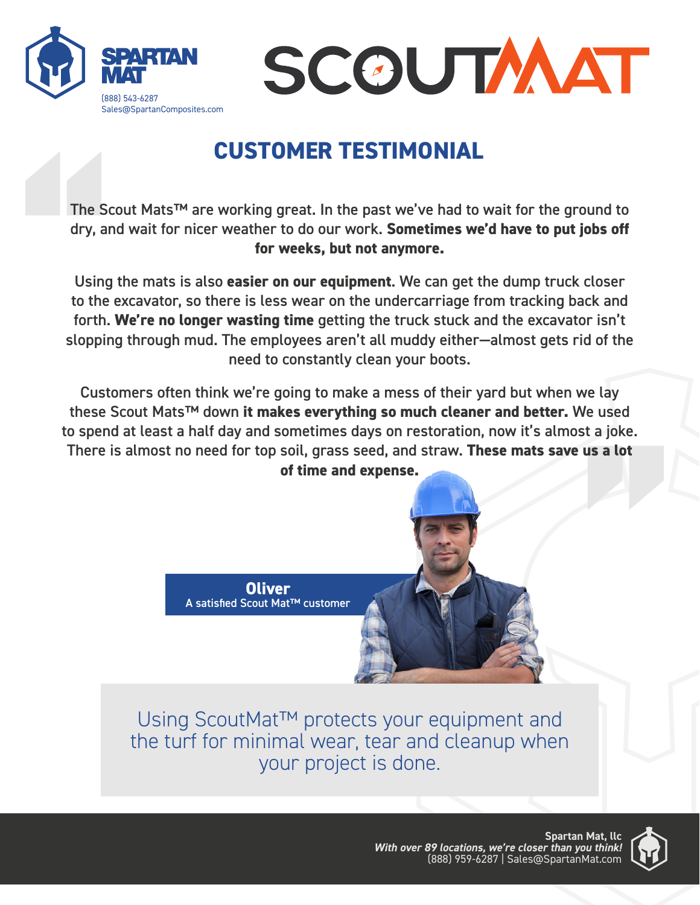SPARTAN MAT
(888) 543-6287
Sales@SpartanComposites.com

SCOUTMAT

# CUSTOMER TESTIMONIAL

The Scout Mats™ are working great. In the past we've had to wait for the ground to dry, and wait for nicer weather to do our work. **Sometimes we'd have to put jobs off for weeks, but not anymore.**

Using the mats is also **easier on our equipment**. We can get the dump truck closer to the excavator, so there is less wear on the undercarriage from tracking back and forth. **We're no longer wasting time** getting the truck stuck and the excavator isn't slopping through mud. The employees aren't all muddy either—almost gets rid of the need to constantly clean your boots.

Customers often think we're going to make a mess of their yard but when we lay these Scout Mats™ down **it makes everything so much cleaner and better.** We used to spend at least a half day and sometimes days on restoration, now it's almost a joke. There is almost no need for top soil, grass seed, and straw. **These mats save us a lot of time and expense.**

**Oliver**
A satisfied Scout Mat™ customer

Using ScoutMat™ protects your equipment and the turf for minimal wear, tear and cleanup when your project is done.

**Spartan Mat, llc**
***With over 89 locations, we're closer than you think!***
(888) 959-6287 | Sales@SpartanMat.com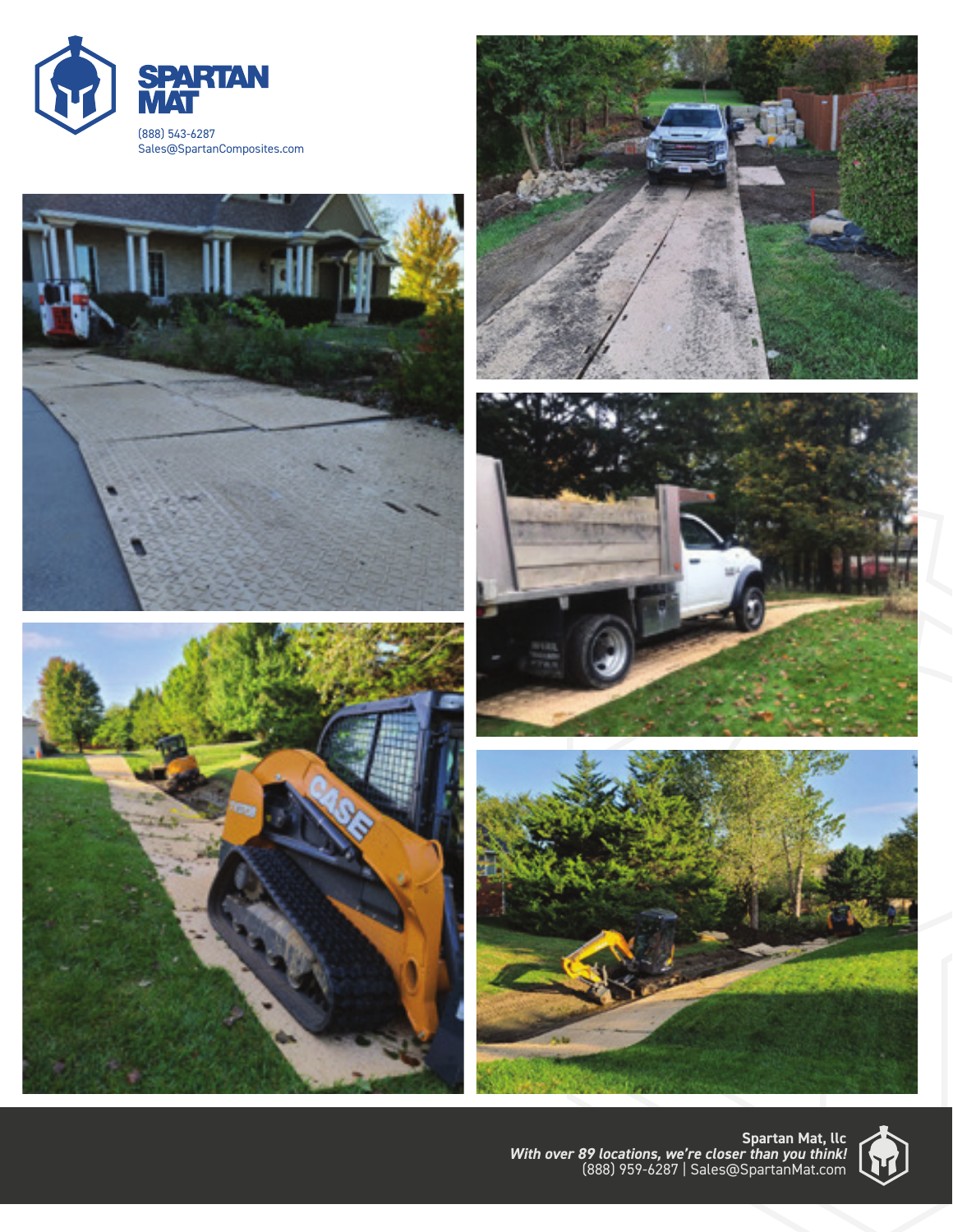SPARTAN MAT

(888) 543-6287
Sales@SpartanComposites.com

**Spartan Mat, llc**
***With over 89 locations, we're closer than you think!***
(888) 959-6287 | Sales@SpartanMat.com